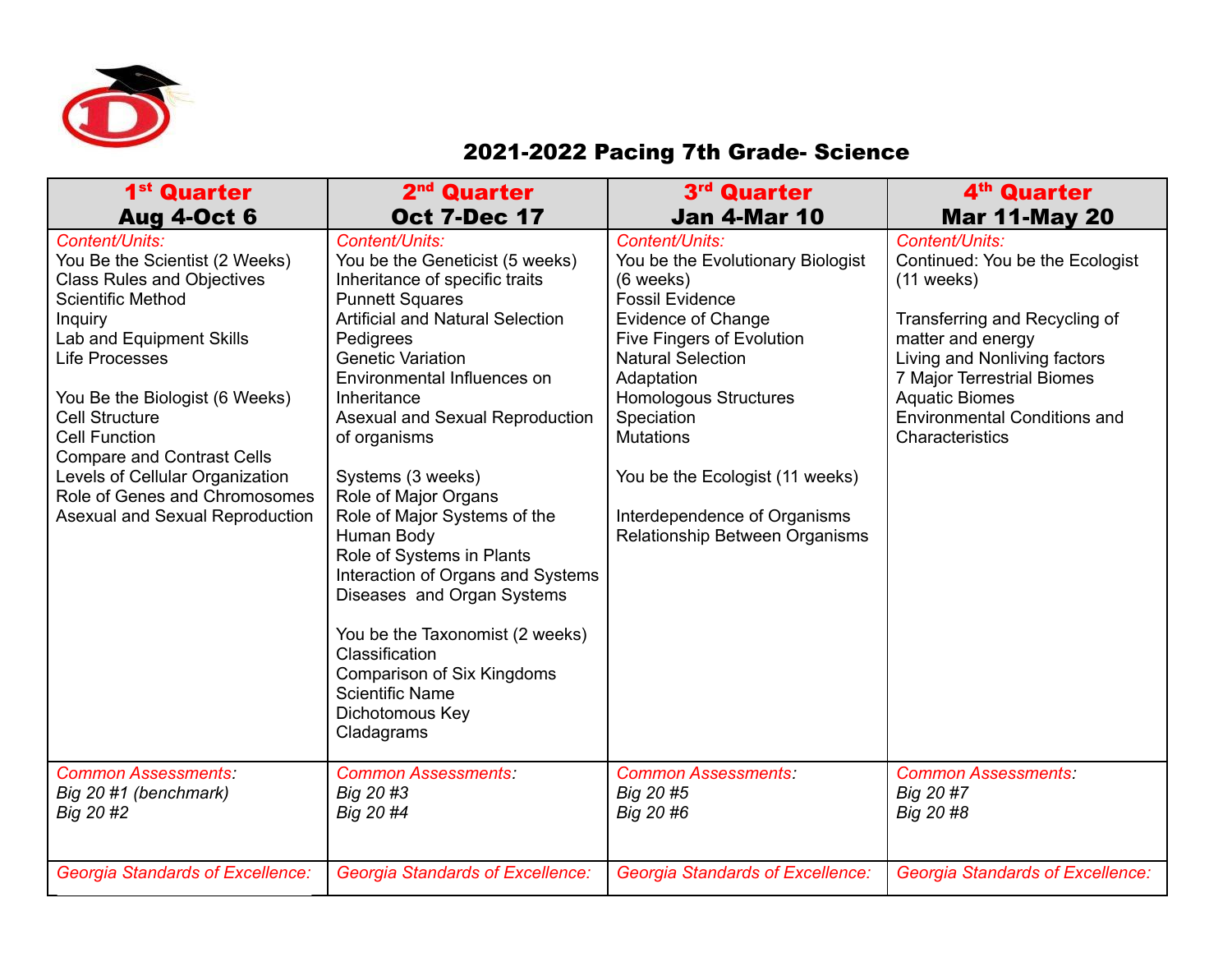# 2021-2022 Pacing 7th Grade- Science

| 1st Quarter<br>Aug 4-Oct 6 | 2nd Quarter<br>Oct 7-Dec 17 | 3rd Quarter<br>Jan 4-Mar 10 | 4th Quarter<br>Mar 11-May 20 |
|---|---|---|---|
| *Content/Units:*<br>You Be the Scientist (2 Weeks)<br>Class Rules and Objectives<br>Scientific Method<br>Inquiry<br>Lab and Equipment Skills<br>Life Processes<br><br>You Be the Biologist (6 Weeks)<br>Cell Structure<br>Cell Function<br>Compare and Contrast Cells<br>Levels of Cellular Organization<br>Role of Genes and Chromosomes<br>Asexual and Sexual Reproduction | *Content/Units:*<br>You be the Geneticist (5 weeks)<br>Inheritance of specific traits<br>Punnett Squares<br>Artificial and Natural Selection<br>Pedigrees<br>Genetic Variation<br>Environmental Influences on Inheritance<br>Asexual and Sexual Reproduction of organisms<br><br>Systems (3 weeks)<br>Role of Major Organs<br>Role of Major Systems of the Human Body<br>Role of Systems in Plants<br>Interaction of Organs and Systems<br>Diseases and Organ Systems<br><br>You be the Taxonomist (2 weeks)<br>Classification<br>Comparison of Six Kingdoms<br>Scientific Name<br>Dichotomous Key<br>Cladagrams | *Content/Units:*<br>You be the Evolutionary Biologist (6 weeks)<br>Fossil Evidence<br>Evidence of Change<br>Five Fingers of Evolution<br>Natural Selection<br>Adaptation<br>Homologous Structures<br>Speciation<br>Mutations<br><br>You be the Ecologist (11 weeks)<br><br>Interdependence of Organisms<br>Relationship Between Organisms | *Content/Units:*<br>Continued: You be the Ecologist (11 weeks)<br><br>Transferring and Recycling of matter and energy<br>Living and Nonliving factors<br>7 Major Terrestrial Biomes<br>Aquatic Biomes<br>Environmental Conditions and Characteristics |
| *Common Assessments:*<br>*Big 20 #1 (benchmark)*<br>*Big 20 #2* | *Common Assessments:*<br>*Big 20 #3*<br>*Big 20 #4* | *Common Assessments:*<br>*Big 20 #5*<br>*Big 20 #6* | *Common Assessments:*<br>*Big 20 #7*<br>*Big 20 #8* |
| *Georgia Standards of Excellence:* | *Georgia Standards of Excellence:* | *Georgia Standards of Excellence:* | *Georgia Standards of Excellence:* |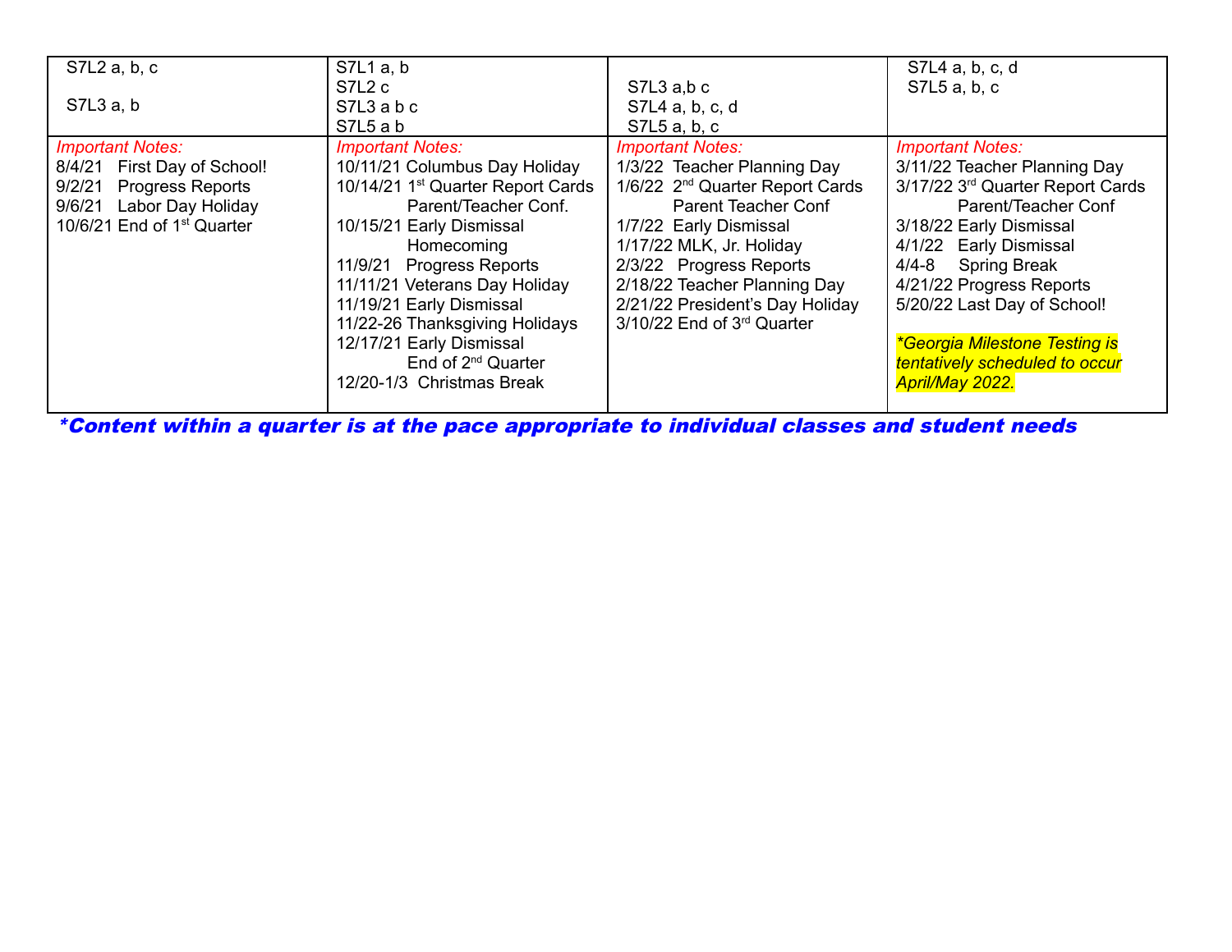| | | | |
|---|---|---|---|
| S7L2 a, b, c<br><br>S7L3 a, b | S7L1 a, b<br>S7L2 c<br>S7L3 a b c<br>S7L5 a b | S7L3 a,b c<br>S7L4 a, b, c, d<br>S7L5 a, b, c | S7L4 a, b, c, d<br>S7L5 a, b, c |
| *Important Notes:*<br>8/4/21 First Day of School!<br>9/2/21 Progress Reports<br>9/6/21 Labor Day Holiday<br>10/6/21 End of 1st Quarter | *Important Notes:*<br>10/11/21 Columbus Day Holiday<br>10/14/21 1st Quarter Report Cards Parent/Teacher Conf.<br>10/15/21 Early Dismissal Homecoming<br>11/9/21 Progress Reports<br>11/11/21 Veterans Day Holiday<br>11/19/21 Early Dismissal<br>11/22-26 Thanksgiving Holidays<br>12/17/21 Early Dismissal End of 2nd Quarter<br>12/20-1/3 Christmas Break | *Important Notes:*<br>1/3/22 Teacher Planning Day<br>1/6/22 2nd Quarter Report Cards Parent Teacher Conf<br>1/7/22 Early Dismissal<br>1/17/22 MLK, Jr. Holiday<br>2/3/22 Progress Reports<br>2/18/22 Teacher Planning Day<br>2/21/22 President's Day Holiday<br>3/10/22 End of 3rd Quarter | *Important Notes:*<br>3/11/22 Teacher Planning Day<br>3/17/22 3rd Quarter Report Cards Parent/Teacher Conf<br>3/18/22 Early Dismissal<br>4/1/22 Early Dismissal<br>4/4-8 Spring Break<br>4/21/22 Progress Reports<br>5/20/22 Last Day of School!<br><br>*\*Georgia Milestone Testing is tentatively scheduled to occur April/May 2022.* |

***Content within a quarter is at the pace appropriate to individual classes and student needs**